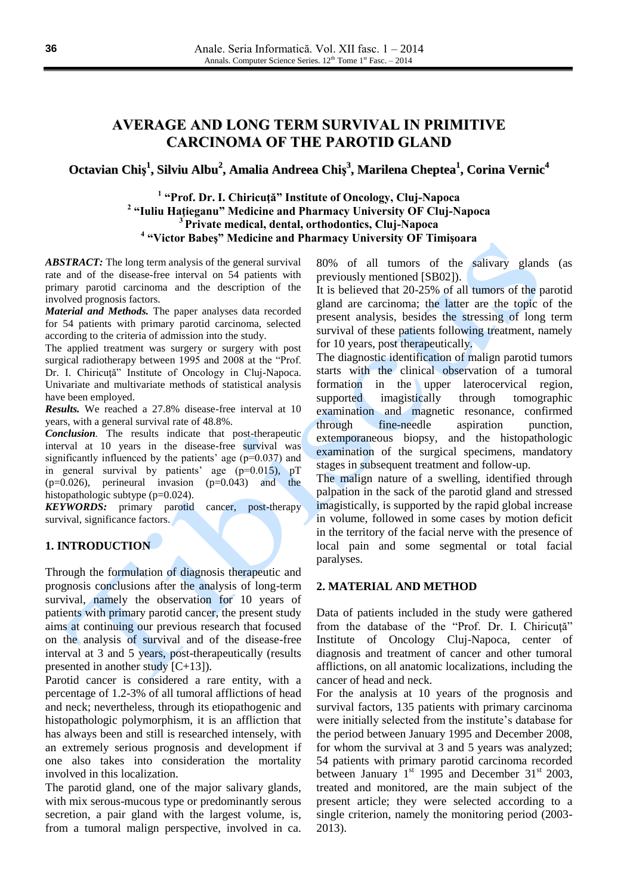# AVERAGE AND LONG TERM SURVIVAL IN PRIMITIVE CARCINOMA OF THE PAROTID GLAND

**Octavian Chiş[1], Silviu Albu[2], Amalia Andreea Chiş[3], Marilena Cheptea[1], Corina Vernic[4]**

**[1] "Prof. Dr. I. Chiricuţă" Institute of Oncology, Cluj-Napoca**
**[2] "Iuliu Haţieganu" Medicine and Pharmacy University OF Cluj-Napoca**
**[3] Private medical, dental, orthodontics, Cluj-Napoca**
**[4] "Victor Babeş" Medicine and Pharmacy University OF Timişoara**

***ABSTRACT:*** The long term analysis of the general survival rate and of the disease-free interval on 54 patients with primary parotid carcinoma and the description of the involved prognosis factors.

***Material and Methods.*** The paper analyses data recorded for 54 patients with primary parotid carcinoma, selected according to the criteria of admission into the study.

The applied treatment was surgery or surgery with post surgical radiotherapy between 1995 and 2008 at the "Prof. Dr. I. Chiricuţă" Institute of Oncology in Cluj-Napoca. Univariate and multivariate methods of statistical analysis have been employed.

***Results.*** We reached a 27.8% disease-free interval at 10 years, with a general survival rate of 48.8%.

***Conclusion***. The results indicate that post-therapeutic interval at 10 years in the disease-free survival was significantly influenced by the patients' age ($p=0.037$) and in general survival by patients' age ($p=0.015$), pT ($p=0.026$), perineural invasion ($p=0.043$) and the histopathologic subtype ($p=0.024$).

***KEYWORDS:*** primary parotid cancer, post-therapy survival, significance factors.

## 1. INTRODUCTION

Through the formulation of diagnosis therapeutic and prognosis conclusions after the analysis of long-term survival, namely the observation for 10 years of patients with primary parotid cancer, the present study aims at continuing our previous research that focused on the analysis of survival and of the disease-free interval at 3 and 5 years, post-therapeutically (results presented in another study [C+13]).

Parotid cancer is considered a rare entity, with a percentage of 1.2-3% of all tumoral afflictions of head and neck; nevertheless, through its etiopathogenic and histopathologic polymorphism, it is an affliction that has always been and still is researched intensely, with an extremely serious prognosis and development if one also takes into consideration the mortality involved in this localization.

The parotid gland, one of the major salivary glands, with mix serous-mucous type or predominantly serous secretion, a pair gland with the largest volume, is, from a tumoral malign perspective, involved in ca. 80% of all tumors of the salivary glands (as previously mentioned [SB02]).

It is believed that 20-25% of all tumors of the parotid gland are carcinoma; the latter are the topic of the present analysis, besides the stressing of long term survival of these patients following treatment, namely for 10 years, post therapeutically.

The diagnostic identification of malign parotid tumors starts with the clinical observation of a tumoral formation in the upper laterocervical region, supported imagistically through tomographic examination and magnetic resonance, confirmed through fine-needle aspiration punction, extemporaneous biopsy, and the histopathologic examination of the surgical specimens, mandatory stages in subsequent treatment and follow-up.

The malign nature of a swelling, identified through palpation in the sack of the parotid gland and stressed imagistically, is supported by the rapid global increase in volume, followed in some cases by motion deficit in the territory of the facial nerve with the presence of local pain and some segmental or total facial paralyses.

## 2. MATERIAL AND METHOD

Data of patients included in the study were gathered from the database of the "Prof. Dr. I. Chiricuţă" Institute of Oncology Cluj-Napoca, center of diagnosis and treatment of cancer and other tumoral afflictions, on all anatomic localizations, including the cancer of head and neck.

For the analysis at 10 years of the prognosis and survival factors, 135 patients with primary carcinoma were initially selected from the institute's database for the period between January 1995 and December 2008, for whom the survival at 3 and 5 years was analyzed; 54 patients with primary parotid carcinoma recorded between January 1st 1995 and December 31st 2003, treated and monitored, are the main subject of the present article; they were selected according to a single criterion, namely the monitoring period (2003-2013).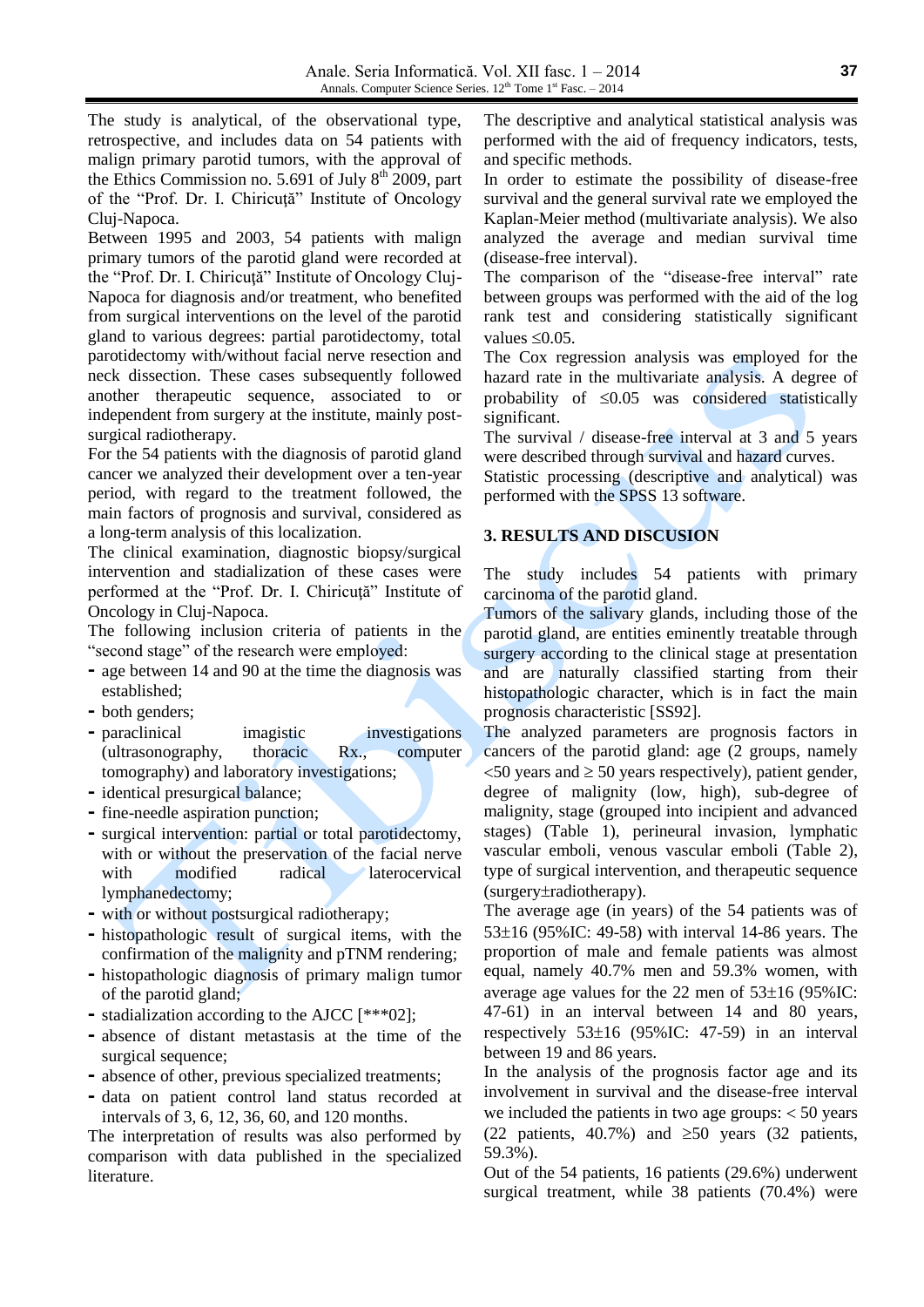The study is analytical, of the observational type, retrospective, and includes data on 54 patients with malign primary parotid tumors, with the approval of the Ethics Commission no. 5.691 of July 8th 2009, part of the "Prof. Dr. I. Chiricuţă" Institute of Oncology Cluj-Napoca.

Between 1995 and 2003, 54 patients with malign primary tumors of the parotid gland were recorded at the "Prof. Dr. I. Chiricuţă" Institute of Oncology Cluj-Napoca for diagnosis and/or treatment, who benefited from surgical interventions on the level of the parotid gland to various degrees: partial parotidectomy, total parotidectomy with/without facial nerve resection and neck dissection. These cases subsequently followed another therapeutic sequence, associated to or independent from surgery at the institute, mainly post-surgical radiotherapy.

For the 54 patients with the diagnosis of parotid gland cancer we analyzed their development over a ten-year period, with regard to the treatment followed, the main factors of prognosis and survival, considered as a long-term analysis of this localization.

The clinical examination, diagnostic biopsy/surgical intervention and stadialization of these cases were performed at the "Prof. Dr. I. Chiricuţă" Institute of Oncology in Cluj-Napoca.

The following inclusion criteria of patients in the "second stage" of the research were employed:

- age between 14 and 90 at the time the diagnosis was established;
- both genders;
- paraclinical imagistic investigations (ultrasonography, thoracic Rx., computer tomography) and laboratory investigations;
- identical presurgical balance;
- fine-needle aspiration punction;
- surgical intervention: partial or total parotidectomy, with or without the preservation of the facial nerve with modified radical laterocervical lymphanedectomy;
- with or without postsurgical radiotherapy;
- histopathologic result of surgical items, with the confirmation of the malignity and pTNM rendering;
- histopathologic diagnosis of primary malign tumor of the parotid gland;
- stadialization according to the AJCC [***02];
- absence of distant metastasis at the time of the surgical sequence;
- absence of other, previous specialized treatments;
- data on patient control land status recorded at intervals of 3, 6, 12, 36, 60, and 120 months.

The interpretation of results was also performed by comparison with data published in the specialized literature.

The descriptive and analytical statistical analysis was performed with the aid of frequency indicators, tests, and specific methods.

In order to estimate the possibility of disease-free survival and the general survival rate we employed the Kaplan-Meier method (multivariate analysis). We also analyzed the average and median survival time (disease-free interval).

The comparison of the "disease-free interval" rate between groups was performed with the aid of the log rank test and considering statistically significant values $\leq 0.05$.

The Cox regression analysis was employed for the hazard rate in the multivariate analysis. A degree of probability of $\leq 0.05$ was considered statistically significant.

The survival / disease-free interval at 3 and 5 years were described through survival and hazard curves.

Statistic processing (descriptive and analytical) was performed with the SPSS 13 software.

## 3. RESULTS AND DISCUSION

The study includes 54 patients with primary carcinoma of the parotid gland.

Tumors of the salivary glands, including those of the parotid gland, are entities eminently treatable through surgery according to the clinical stage at presentation and are naturally classified starting from their histopathologic character, which is in fact the main prognosis characteristic [SS92].

The analyzed parameters are prognosis factors in cancers of the parotid gland: age (2 groups, namely $<50$ years and $\geq 50$ years respectively), patient gender, degree of malignity (low, high), sub-degree of malignity, stage (grouped into incipient and advanced stages) (Table 1), perineural invasion, lymphatic vascular emboli, venous vascular emboli (Table 2), type of surgical intervention, and therapeutic sequence (surgery±radiotherapy).

The average age (in years) of the 54 patients was of 53±16 (95%IC: 49-58) with interval 14-86 years. The proportion of male and female patients was almost equal, namely 40.7% men and 59.3% women, with average age values for the 22 men of 53±16 (95%IC: 47-61) in an interval between 14 and 80 years, respectively 53±16 (95%IC: 47-59) in an interval between 19 and 86 years.

In the analysis of the prognosis factor age and its involvement in survival and the disease-free interval we included the patients in two age groups: $<50$ years (22 patients, 40.7%) and $\geq 50$ years (32 patients, 59.3%).

Out of the 54 patients, 16 patients (29.6%) underwent surgical treatment, while 38 patients (70.4%) were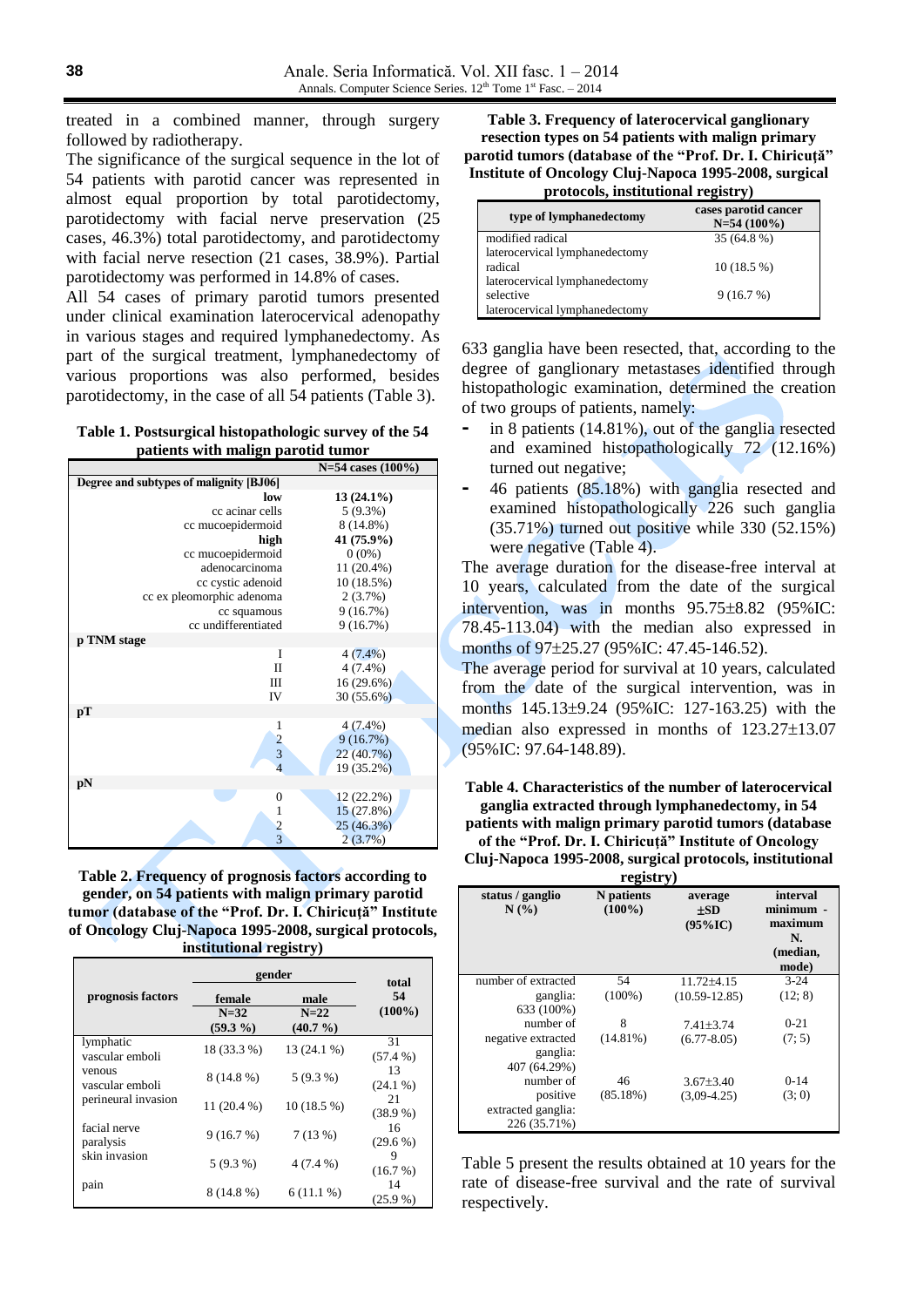treated in a combined manner, through surgery followed by radiotherapy.

The significance of the surgical sequence in the lot of 54 patients with parotid cancer was represented in almost equal proportion by total parotidectomy, parotidectomy with facial nerve preservation (25 cases, 46.3%) total parotidectomy, and parotidectomy with facial nerve resection (21 cases, 38.9%). Partial parotidectomy was performed in 14.8% of cases.

All 54 cases of primary parotid tumors presented under clinical examination laterocervical adenopathy in various stages and required lymphanedectomy. As part of the surgical treatment, lymphanedectomy of various proportions was also performed, besides parotidectomy, in the case of all 54 patients (Table 3).

**Table 1. Postsurgical histopathologic survey of the 54 patients with malign parotid tumor**

| | N=54 cases (100%) |
|---|---|
| **Degree and subtypes of malignity [BJ06]** | |
| **low** | **13 (24.1%)** |
| cc acinar cells | 5 (9.3%) |
| cc mucoepidermoid | 8 (14.8%) |
| **high** | **41 (75.9%)** |
| cc mucoepidermoid | 0 (0%) |
| adenocarcinoma | 11 (20.4%) |
| cc cystic adenoid | 10 (18.5%) |
| cc ex pleomorphic adenoma | 2 (3.7%) |
| cc squamous | 9 (16.7%) |
| cc undifferentiated | 9 (16.7%) |
| **p TNM stage** | |
| I | 4 (7.4%) |
| II | 4 (7.4%) |
| III | 16 (29.6%) |
| IV | 30 (55.6%) |
| **pT** | |
| 1 | 4 (7.4%) |
| 2 | 9 (16.7%) |
| 3 | 22 (40.7%) |
| 4 | 19 (35.2%) |
| **pN** | |
| 0 | 12 (22.2%) |
| 1 | 15 (27.8%) |
| 2 | 25 (46.3%) |
| 3 | 2 (3.7%) |

**Table 2. Frequency of prognosis factors according to gender, on 54 patients with malign primary parotid tumor (database of the "Prof. Dr. I. Chiricuță" Institute of Oncology Cluj-Napoca 1995-2008, surgical protocols, institutional registry)**

| prognosis factors | gender | | total 54 (100%) |
|---|---|---|---|
| | female N=32 (59.3 %) | male N=22 (40.7 %) | |
| lymphatic vascular emboli | 18 (33.3 %) | 13 (24.1 %) | 31 (57.4 %) |
| venous vascular emboli | 8 (14.8 %) | 5 (9.3 %) | 13 (24.1 %) |
| perineural invasion | 11 (20.4 %) | 10 (18.5 %) | 21 (38.9 %) |
| facial nerve paralysis | 9 (16.7 %) | 7 (13 %) | 16 (29.6 %) |
| skin invasion | 5 (9.3 %) | 4 (7.4 %) | 9 (16.7 %) |
| pain | 8 (14.8 %) | 6 (11.1 %) | 14 (25.9 %) |

**Table 3. Frequency of laterocervical ganglionary resection types on 54 patients with malign primary parotid tumors (database of the "Prof. Dr. I. Chiricuță" Institute of Oncology Cluj-Napoca 1995-2008, surgical protocols, institutional registry)**

| type of lymphanedectomy | cases parotid cancer N=54 (100%) |
|---|---|
| modified radical laterocervical lymphanedectomy | 35 (64.8 %) |
| radical laterocervical lymphanedectomy | 10 (18.5 %) |
| selective laterocervical lymphanedectomy | 9 (16.7 %) |

633 ganglia have been resected, that, according to the degree of ganglionary metastases identified through histopathologic examination, determined the creation of two groups of patients, namely:

- in 8 patients (14.81%), out of the ganglia resected and examined histopathologically 72 (12.16%) turned out negative;
- 46 patients (85.18%) with ganglia resected and examined histopathologically 226 such ganglia (35.71%) turned out positive while 330 (52.15%) were negative (Table 4).

The average duration for the disease-free interval at 10 years, calculated from the date of the surgical intervention, was in months 95.75±8.82 (95%IC: 78.45-113.04) with the median also expressed in months of 97±25.27 (95%IC: 47.45-146.52).

The average period for survival at 10 years, calculated from the date of the surgical intervention, was in months 145.13±9.24 (95%IC: 127-163.25) with the median also expressed in months of 123.27±13.07 (95%IC: 97.64-148.89).

**Table 4. Characteristics of the number of laterocervical ganglia extracted through lymphanedectomy, in 54 patients with malign primary parotid tumors (database of the "Prof. Dr. I. Chiricuță" Institute of Oncology Cluj-Napoca 1995-2008, surgical protocols, institutional registry)**

| status / ganglio N (%) | N patients (100%) | average ±SD (95%IC) | interval minimum - maximum N. (median, mode) |
|---|---|---|---|
| number of extracted ganglia: 633 (100%) | 54 (100%) | 11.72±4.15 (10.59-12.85) | 3-24 (12; 8) |
| number of negative extracted ganglia: 407 (64.29%) | 8 (14.81%) | 7.41±3.74 (6.77-8.05) | 0-21 (7; 5) |
| number of positive extracted ganglia: 226 (35.71%) | 46 (85.18%) | 3.67±3.40 (3,09-4.25) | 0-14 (3; 0) |

Table 5 present the results obtained at 10 years for the rate of disease-free survival and the rate of survival respectively.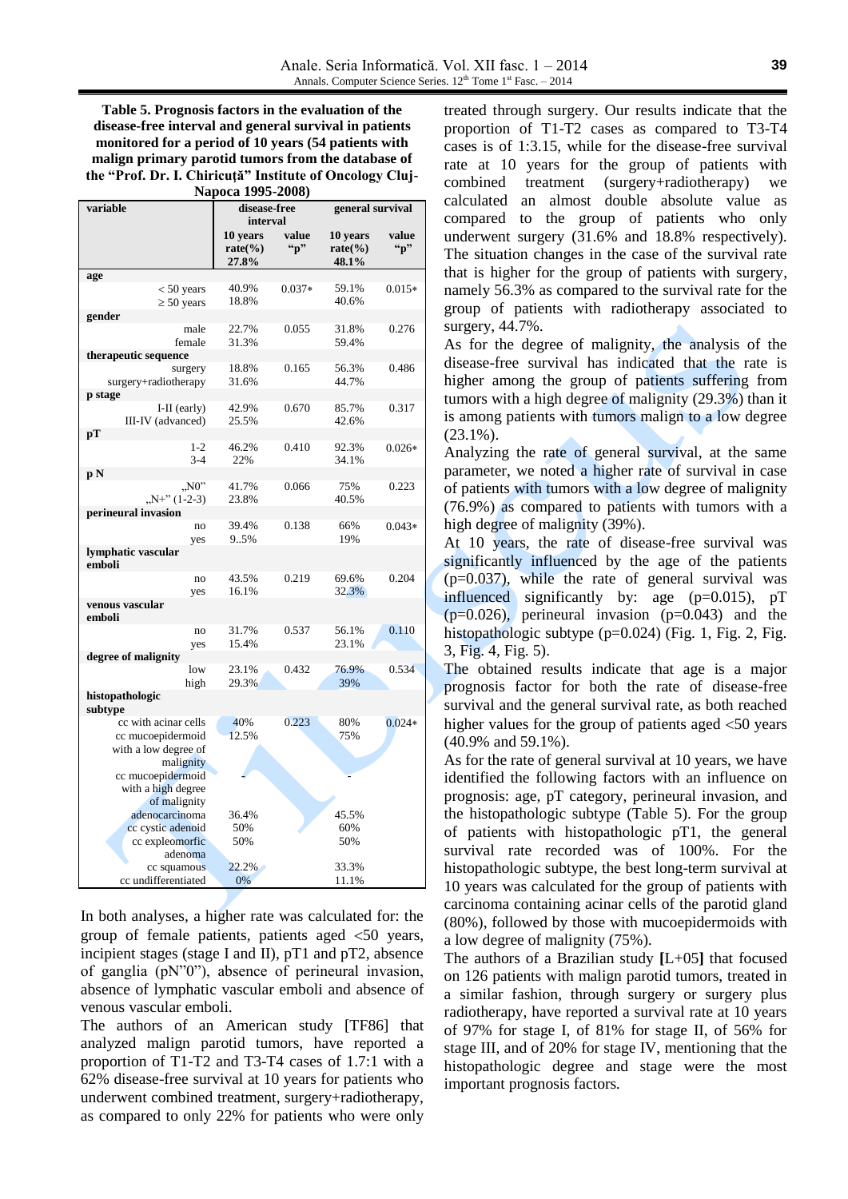**Table 5. Prognosis factors in the evaluation of the disease-free interval and general survival in patients monitored for a period of 10 years (54 patients with malign primary parotid tumors from the database of the "Prof. Dr. I. Chiricuţă" Institute of Oncology Cluj-Napoca 1995-2008)**

| variable | disease-free interval | | general survival | |
|---|---|---|---|---|
| | 10 years rate(%) 27.8% | value "p" | 10 years rate(%) 48.1% | value "p" |
| **age** | | | | |
| < 50 years | 40.9% | 0.037* | 59.1% | 0.015* |
| ≥ 50 years | 18.8% | | 40.6% | |
| **gender** | | | | |
| male | 22.7% | 0.055 | 31.8% | 0.276 |
| female | 31.3% | | 59.4% | |
| **therapeutic sequence** | | | | |
| surgery | 18.8% | 0.165 | 56.3% | 0.486 |
| surgery+radiotherapy | 31.6% | | 44.7% | |
| **p stage** | | | | |
| I-II (early) | 42.9% | 0.670 | 85.7% | 0.317 |
| III-IV (advanced) | 25.5% | | 42.6% | |
| **pT** | | | | |
| 1-2 | 46.2% | 0.410 | 92.3% | 0.026* |
| 3-4 | 22% | | 34.1% | |
| **p N** | | | | |
| „N0" | 41.7% | 0.066 | 75% | 0.223 |
| „N+" (1-2-3) | 23.8% | | 40.5% | |
| **perineural invasion** | | | | |
| no | 39.4% | 0.138 | 66% | 0.043* |
| yes | 9..5% | | 19% | |
| **lymphatic vascular emboli** | | | | |
| no | 43.5% | 0.219 | 69.6% | 0.204 |
| yes | 16.1% | | 32.3% | |
| **venous vascular emboli** | | | | |
| no | 31.7% | 0.537 | 56.1% | 0.110 |
| yes | 15.4% | | 23.1% | |
| **degree of malignity** | | | | |
| low | 23.1% | 0.432 | 76.9% | 0.534 |
| high | 29.3% | | 39% | |
| **histopathologic subtype** | | | | |
| cc with acinar cells | 40% | 0.223 | 80% | 0.024* |
| cc mucoepidermoid with a low degree of malignity | 12.5% | | 75% | |
| cc mucoepidermoid with a high degree of malignity | - | | - | |
| adenocarcinoma | 36.4% | | 45.5% | |
| cc cystic adenoid | 50% | | 60% | |
| cc expleomorfic adenoma | 50% | | 50% | |
| cc squamous | 22.2% | | 33.3% | |
| cc undifferentiated | 0% | | 11.1% | |

In both analyses, a higher rate was calculated for: the group of female patients, patients aged <50 years, incipient stages (stage I and II), pT1 and pT2, absence of ganglia (pN"0"), absence of perineural invasion, absence of lymphatic vascular emboli and absence of venous vascular emboli.

The authors of an American study [TF86] that analyzed malign parotid tumors, have reported a proportion of T1-T2 and T3-T4 cases of 1.7:1 with a 62% disease-free survival at 10 years for patients who underwent combined treatment, surgery+radiotherapy, as compared to only 22% for patients who were only treated through surgery. Our results indicate that the proportion of T1-T2 cases as compared to T3-T4 cases is of 1:3.15, while for the disease-free survival rate at 10 years for the group of patients with combined treatment (surgery+radiotherapy) we calculated an almost double absolute value as compared to the group of patients who only underwent surgery (31.6% and 18.8% respectively). The situation changes in the case of the survival rate that is higher for the group of patients with surgery, namely 56.3% as compared to the survival rate for the group of patients with radiotherapy associated to surgery, 44.7%.

As for the degree of malignity, the analysis of the disease-free survival has indicated that the rate is higher among the group of patients suffering from tumors with a high degree of malignity (29.3%) than it is among patients with tumors malign to a low degree (23.1%).

Analyzing the rate of general survival, at the same parameter, we noted a higher rate of survival in case of patients with tumors with a low degree of malignity (76.9%) as compared to patients with tumors with a high degree of malignity (39%).

At 10 years, the rate of disease-free survival was significantly influenced by the age of the patients (p=0.037), while the rate of general survival was influenced significantly by: age (p=0.015), pT (p=0.026), perineural invasion (p=0.043) and the histopathologic subtype (p=0.024) (Fig. 1, Fig. 2, Fig. 3, Fig. 4, Fig. 5).

The obtained results indicate that age is a major prognosis factor for both the rate of disease-free survival and the general survival rate, as both reached higher values for the group of patients aged <50 years (40.9% and 59.1%).

As for the rate of general survival at 10 years, we have identified the following factors with an influence on prognosis: age, pT category, perineural invasion, and the histopathologic subtype (Table 5). For the group of patients with histopathologic pT1, the general survival rate recorded was of 100%. For the histopathologic subtype, the best long-term survival at 10 years was calculated for the group of patients with carcinoma containing acinar cells of the parotid gland (80%), followed by those with mucoepidermoids with a low degree of malignity (75%).

The authors of a Brazilian study **[**L+05**]** that focused on 126 patients with malign parotid tumors, treated in a similar fashion, through surgery or surgery plus radiotherapy, have reported a survival rate at 10 years of 97% for stage I, of 81% for stage II, of 56% for stage III, and of 20% for stage IV, mentioning that the histopathologic degree and stage were the most important prognosis factors.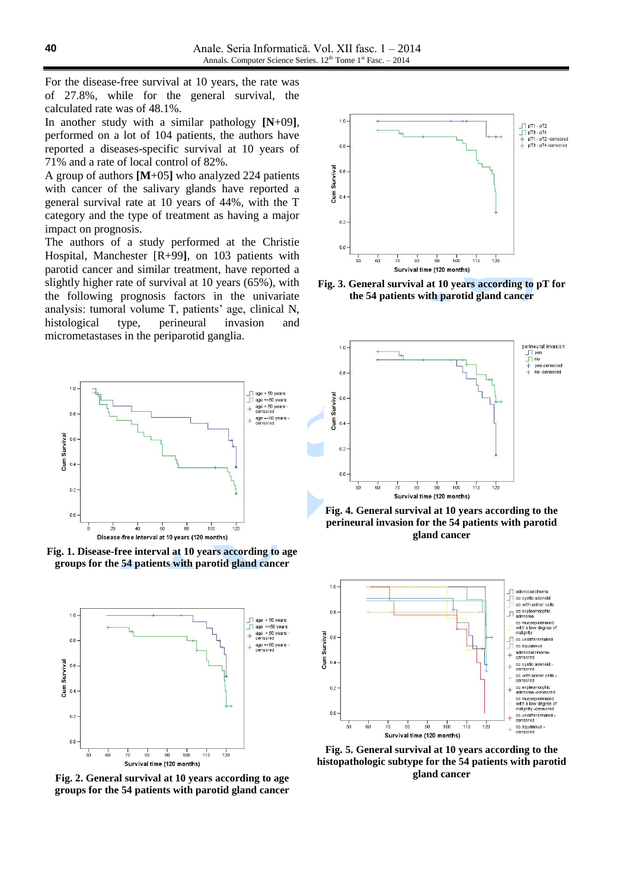For the disease-free survival at 10 years, the rate was of 27.8%, while for the general survival, the calculated rate was of 48.1%.

In another study with a similar pathology **[N+09]**, performed on a lot of 104 patients, the authors have reported a diseases-specific survival at 10 years of 71% and a rate of local control of 82%.

A group of authors **[M+05]** who analyzed 224 patients with cancer of the salivary glands have reported a general survival rate at 10 years of 44%, with the T category and the type of treatment as having a major impact on prognosis.

The authors of a study performed at the Christie Hospital, Manchester [R+99**]**, on 103 patients with parotid cancer and similar treatment, have reported a slightly higher rate of survival at 10 years (65%), with the following prognosis factors in the univariate analysis: tumoral volume T, patients' age, clinical N, histological type, perineural invasion and micrometastases in the periparotid ganglia.

**Fig. 1. Disease-free interval at 10 years according to age groups for the 54 patients with parotid gland cancer**

**Fig. 2. General survival at 10 years according to age groups for the 54 patients with parotid gland cancer**

**Fig. 3. General survival at 10 years according to pT for the 54 patients with parotid gland cancer**

**Fig. 4. General survival at 10 years according to the perineural invasion for the 54 patients with parotid gland cancer**

**Fig. 5. General survival at 10 years according to the histopathologic subtype for the 54 patients with parotid gland cancer**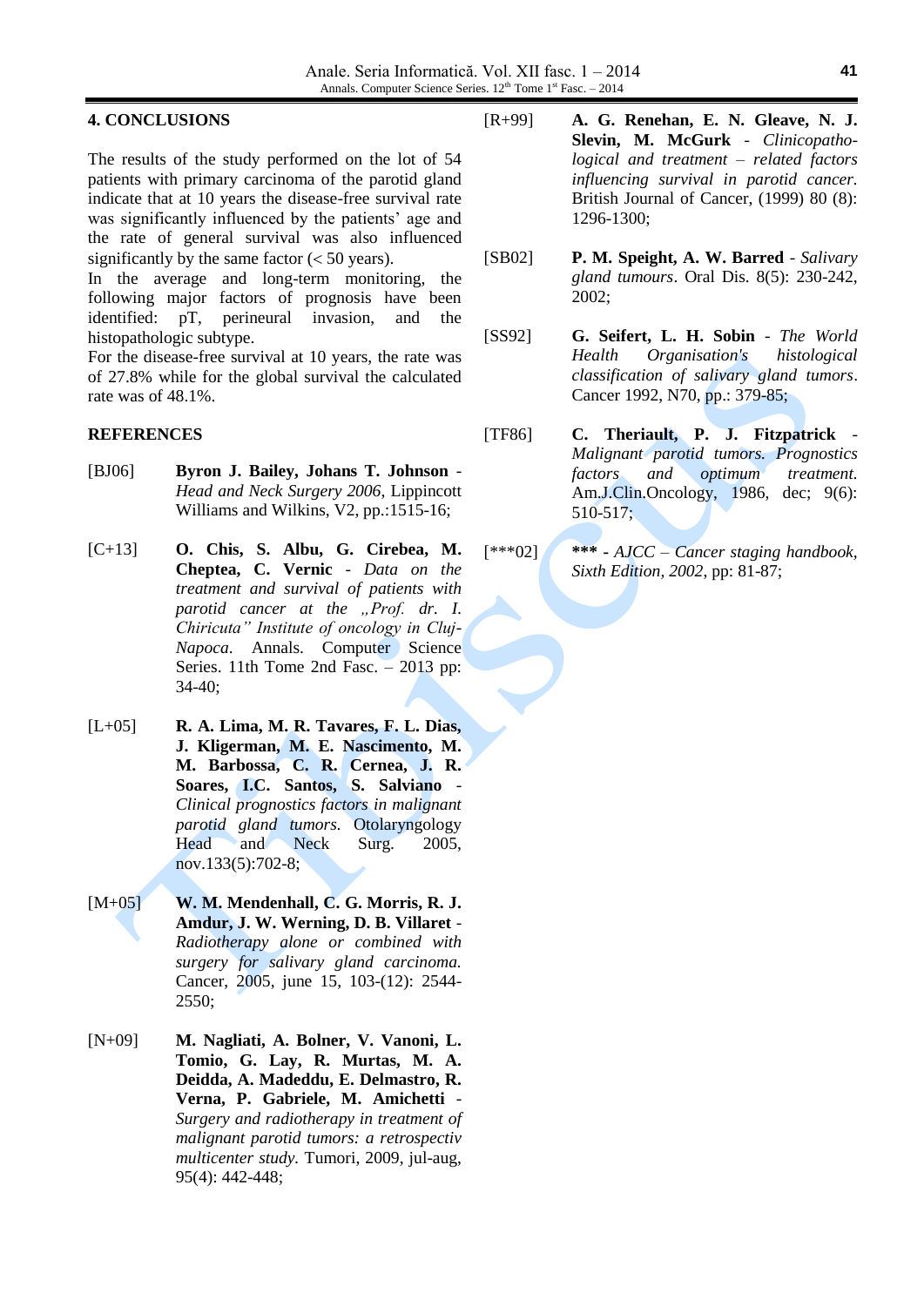## 4. CONCLUSIONS

The results of the study performed on the lot of 54 patients with primary carcinoma of the parotid gland indicate that at 10 years the disease-free survival rate was significantly influenced by the patients' age and the rate of general survival was also influenced significantly by the same factor (< 50 years).

In the average and long-term monitoring, the following major factors of prognosis have been identified: pT, perineural invasion, and the histopathologic subtype.

For the disease-free survival at 10 years, the rate was of 27.8% while for the global survival the calculated rate was of 48.1%.

## REFERENCES

[BJ06] **Byron J. Bailey, Johans T. Johnson** - *Head and Neck Surgery 2006*, Lippincott Williams and Wilkins, V2, pp.:1515-16;

[C+13] **O. Chis, S. Albu, G. Cirebea, M. Cheptea, C. Vernic** - *Data on the treatment and survival of patients with parotid cancer at the „Prof. dr. I. Chiricuta" Institute of oncology in Cluj-Napoca*. Annals. Computer Science Series. 11th Tome 2nd Fasc. – 2013 pp: 34-40;

[L+05] **R. A. Lima, M. R. Tavares, F. L. Dias, J. Kligerman, M. E. Nascimento, M. M. Barbossa, C. R. Cernea, J. R. Soares, I.C. Santos, S. Salviano** - *Clinical prognostics factors in malignant parotid gland tumors*. Otolaryngology Head and Neck Surg. 2005, nov.133(5):702-8;

[M+05] **W. M. Mendenhall, C. G. Morris, R. J. Amdur, J. W. Werning, D. B. Villaret** - *Radiotherapy alone or combined with surgery for salivary gland carcinoma.* Cancer, 2005, june 15, 103-(12): 2544-2550;

[N+09] **M. Nagliati, A. Bolner, V. Vanoni, L. Tomio, G. Lay, R. Murtas, M. A. Deidda, A. Madeddu, E. Delmastro, R. Verna, P. Gabriele, M. Amichetti** - *Surgery and radiotherapy in treatment of malignant parotid tumors: a retrospectiv multicenter study.* Tumori, 2009, jul-aug, 95(4): 442-448;

[R+99] **A. G. Renehan, E. N. Gleave, N. J. Slevin, M. McGurk** - *Clinicopathological and treatment – related factors influencing survival in parotid cancer.* British Journal of Cancer, (1999) 80 (8): 1296-1300;

[SB02] **P. M. Speight, A. W. Barred** - *Salivary gland tumours*. Oral Dis. 8(5): 230-242, 2002;

[SS92] **G. Seifert, L. H. Sobin** - *The World Health Organisation's histological classification of salivary gland tumors*. Cancer 1992, N70, pp.: 379-85;

[TF86] **C. Theriault, P. J. Fitzpatrick** - *Malignant parotid tumors. Prognostics factors and optimum treatment.* Am.J.Clin.Oncology, 1986, dec; 9(6): 510-517;

[***02] **\*\*\*** - *AJCC – Cancer staging handbook, Sixth Edition, 2002*, pp: 81-87;